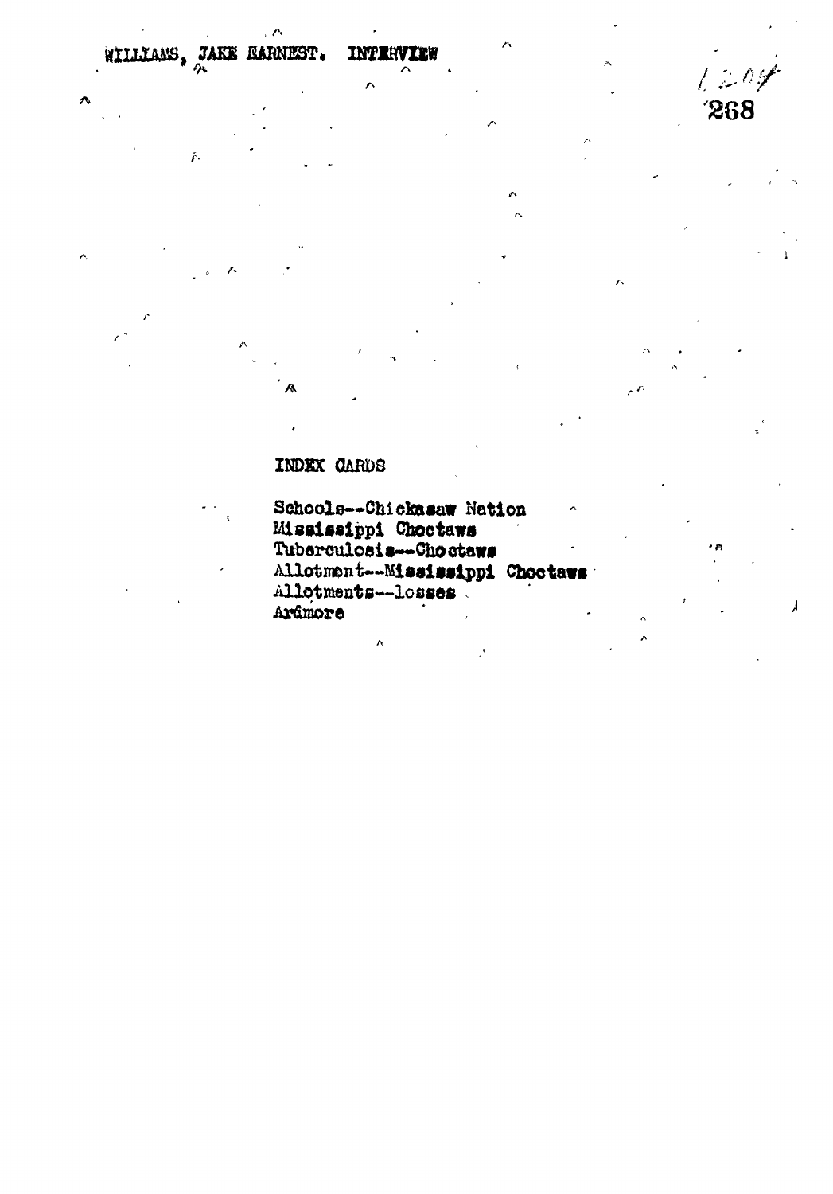WILLIAMS, JAKE EARNEST. INTERVIEW

INDEX CARDS

Schools--Chickasaw Nation
Mississippi Choctaws
Tuberculosis--Choctaws
Allotment--Mississippi Choctaws
Allotments--losses
Ardmore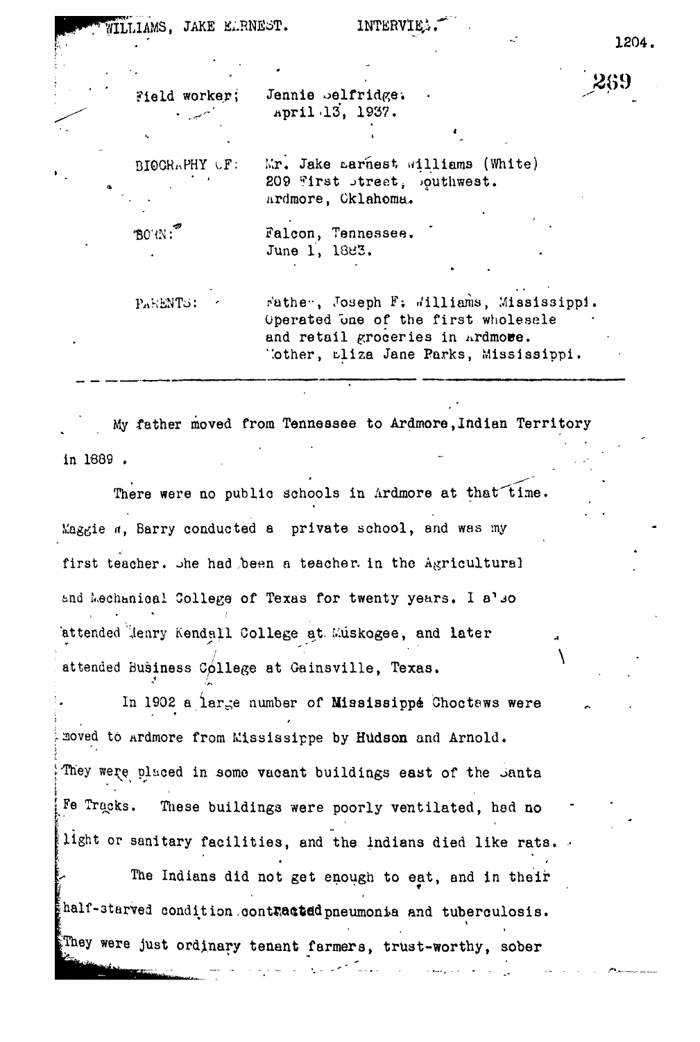WILLIAMS, JAKE EARNEST. INTERVIEW.

Field worker; Jennie Selfridge.
April 13, 1937.

BIOGRAPHY OF: Mr. Jake Earnest Williams (White)
209 First Street, Southwest.
Ardmore, Oklahoma.

BORN: Falcon, Tennessee.
June 1, 1883.

PARENTS: Father, Joseph F. Williams, Mississippi.
Operated one of the first wholesale and retail groceries in Ardmore.
Mother, Eliza Jane Parks, Mississippi.

---

My father moved from Tennessee to Ardmore, Indian Territory in 1889.

There were no public schools in Ardmore at that time. Maggie A. Barry conducted a private school, and was my first teacher. She had been a teacher in the Agricultural and Mechanical College of Texas for twenty years. I also attended Henry Kendall College at Muskogee, and later attended Business College at Gainsville, Texas.

In 1902 a large number of Mississippé Choctaws were moved to Ardmore from Mississippe by Hudson and Arnold. They were placed in some vacant buildings east of the Santa Fe Tracks. These buildings were poorly ventilated, had no light or sanitary facilities, and the Indians died like rats.

The Indians did not get enough to eat, and in their half-starved condition contracted pneumonia and tuberculosis. They were just ordinary tenant farmers, trust-worthy, sober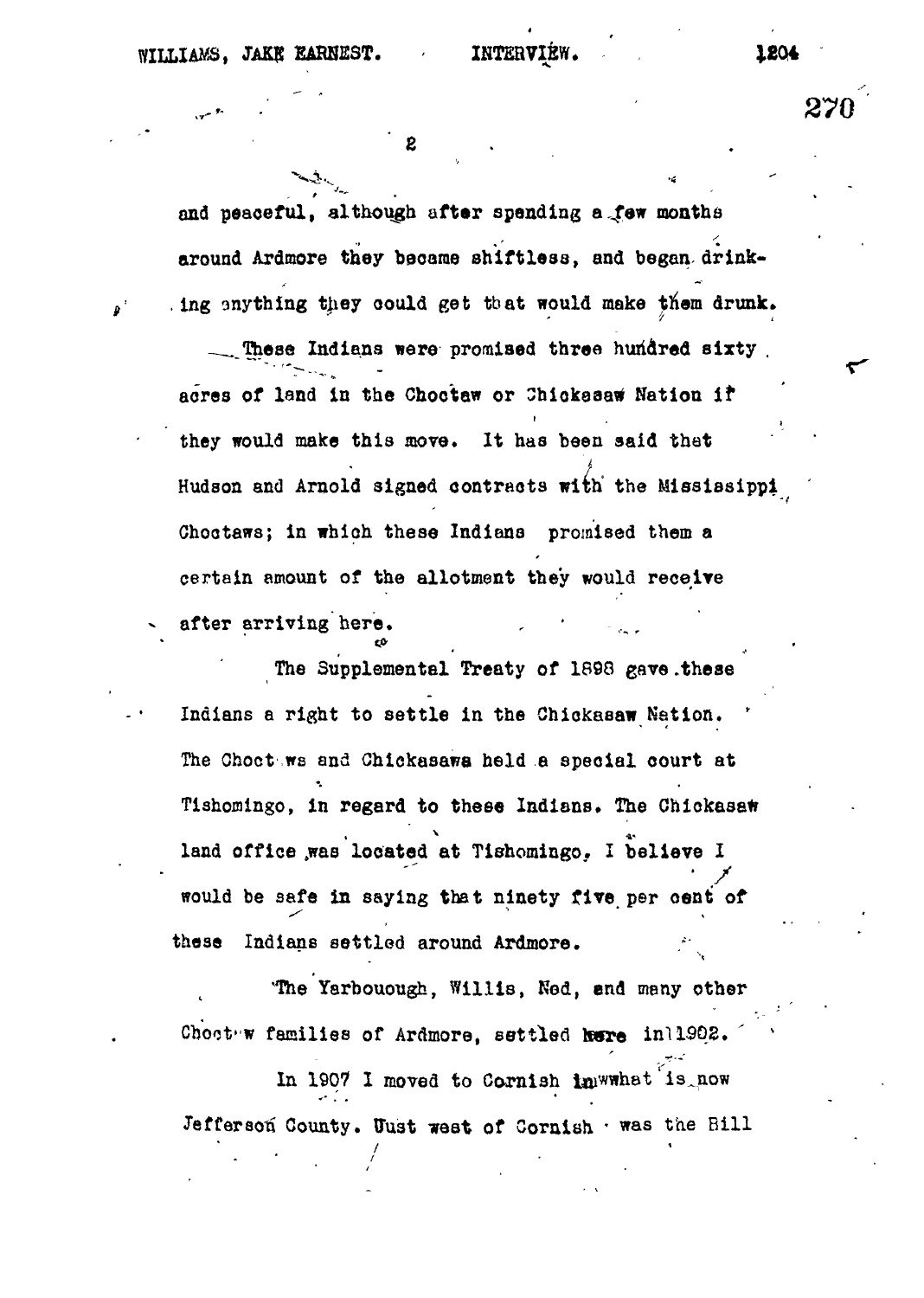and peaceful, although after spending a few months around Ardmore they became shiftless, and began drinking anything they could get that would make them drunk.

These Indians were promised three hundred sixty acres of land in the Choctaw or Chickasaw Nation if they would make this move. It has been said that Hudson and Arnold signed contracts with the Mississippi Choctaws; in which these Indians promised them a certain amount of the allotment they would receive after arriving here.

The Supplemental Treaty of 1898 gave these Indians a right to settle in the Chickasaw Nation. The Choctaws and Chickasaws held a special court at Tishomingo, in regard to these Indians. The Chickasaw land office was located at Tishomingo. I believe I would be safe in saying that ninety five per cent of these Indians settled around Ardmore.

The Yarbouough, Willis, Ned, and many other Choctaw families of Ardmore, settled here in 1902.

In 1907 I moved to Cornish in what is now Jefferson County. Just west of Cornish was the Bill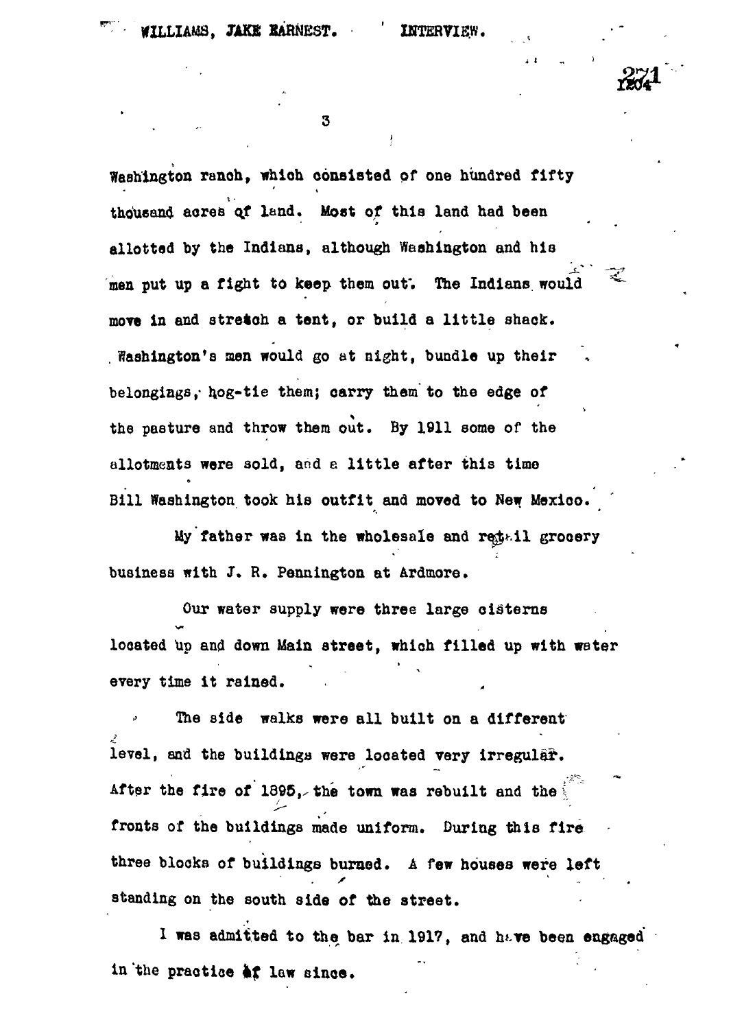Washington ranch, which consisted of one hundred fifty thousand acres of land. Most of this land had been allotted by the Indians, although Washington and his men put up a fight to keep them out. The Indians would move in and stretch a tent, or build a little shack. Washington's men would go at night, bundle up their belongings, hog-tie them; carry them to the edge of the pasture and throw them out. By 1911 some of the allotments were sold, and a little after this time Bill Washington took his outfit and moved to New Mexico.

My father was in the wholesale and retail grocery business with J. R. Pennington at Ardmore.

Our water supply were three large cisterns located up and down Main street, which filled up with water every time it rained.

The side walks were all built on a different level, and the buildings were located very irregular. After the fire of 1895, the town was rebuilt and the fronts of the buildings made uniform. During this fire three blocks of buildings burned. A few houses were left standing on the south side of the street.

I was admitted to the bar in 1917, and have been engaged in the practice of law since.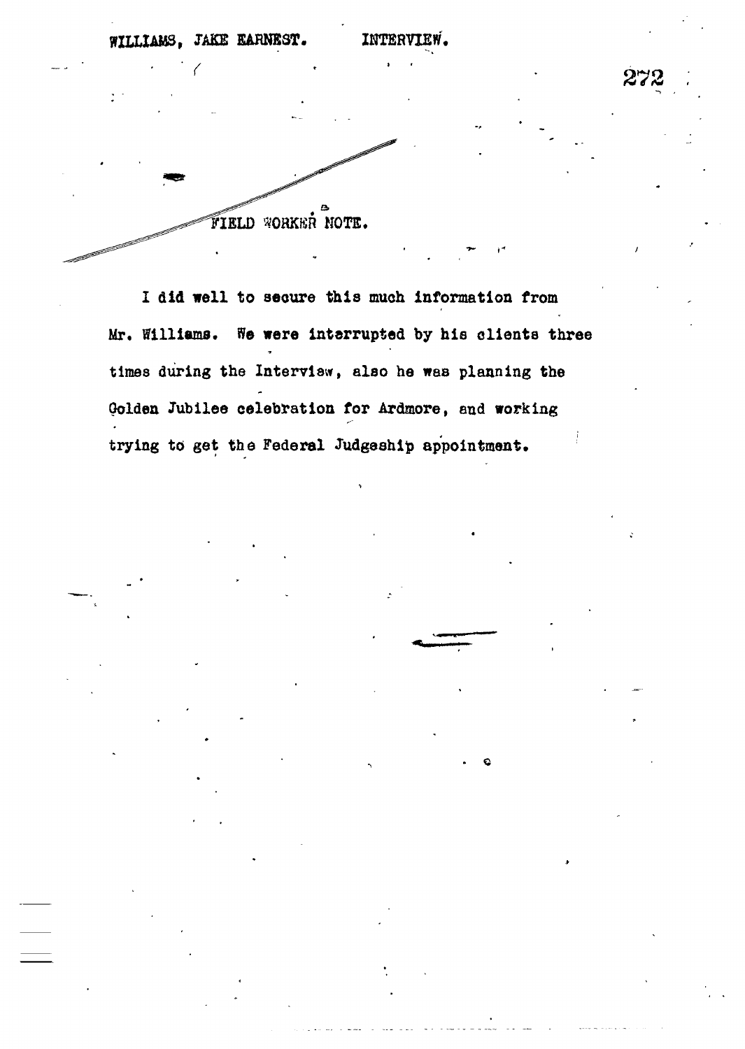FIELD WORKER NOTE.

I did well to secure this much information from Mr. Williams. We were interrupted by his clients three times during the Interview, also he was planning the Golden Jubilee celebration for Ardmore, and working trying to get the Federal Judgeship appointment.